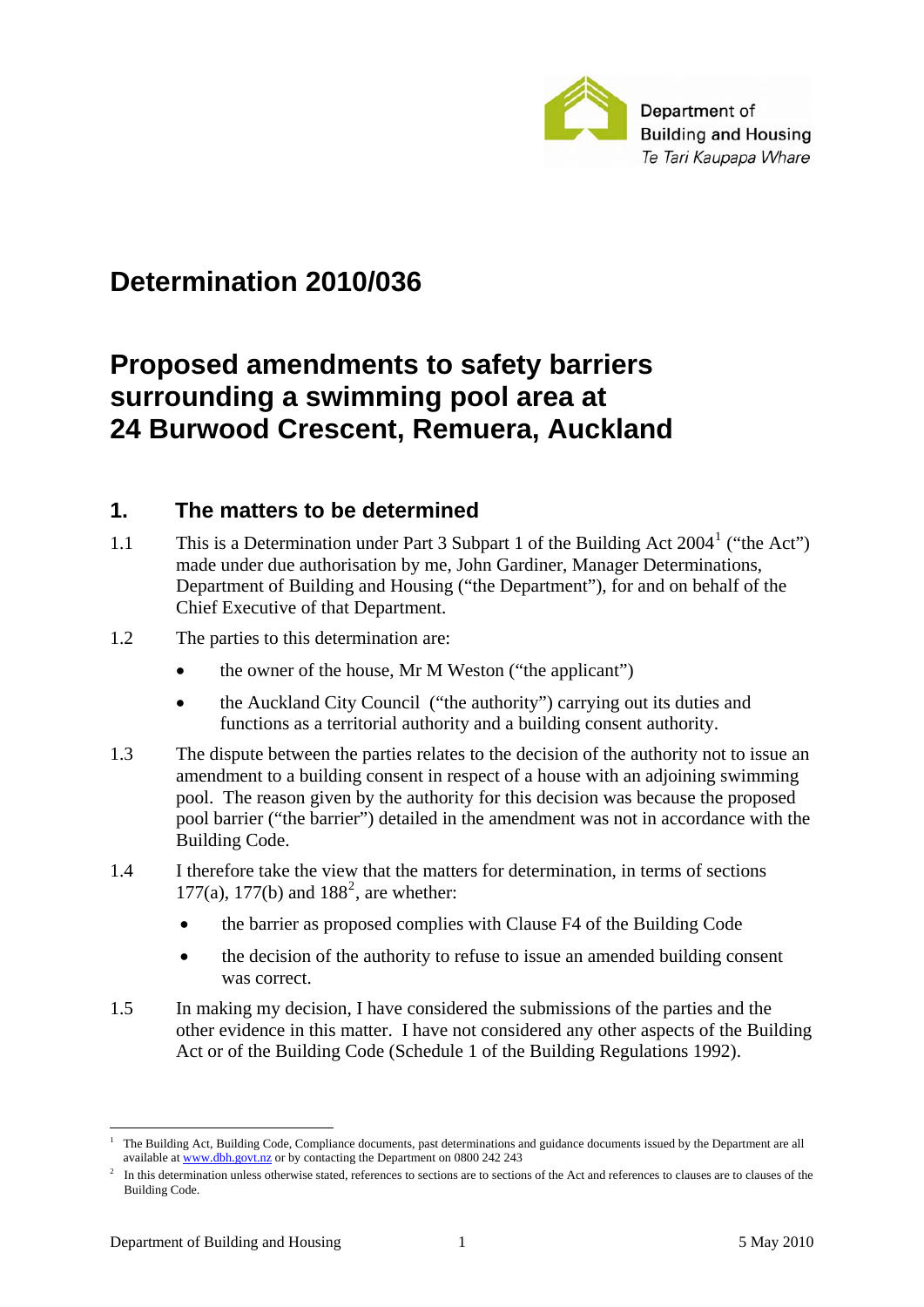Department of Building and Housing
*Te Tari Kaupapa Whare*

# Determination 2010/036

# Proposed amendments to safety barriers surrounding a swimming pool area at 24 Burwood Crescent, Remuera, Auckland

## 1. The matters to be determined

1.1 This is a Determination under Part 3 Subpart 1 of the Building Act 2004[1] ("the Act") made under due authorisation by me, John Gardiner, Manager Determinations, Department of Building and Housing ("the Department"), for and on behalf of the Chief Executive of that Department.

1.2 The parties to this determination are:

- the owner of the house, Mr M Weston ("the applicant")
- the Auckland City Council ("the authority") carrying out its duties and functions as a territorial authority and a building consent authority.

1.3 The dispute between the parties relates to the decision of the authority not to issue an amendment to a building consent in respect of a house with an adjoining swimming pool. The reason given by the authority for this decision was because the proposed pool barrier ("the barrier") detailed in the amendment was not in accordance with the Building Code.

1.4 I therefore take the view that the matters for determination, in terms of sections 177(a), 177(b) and 188[2], are whether:

- the barrier as proposed complies with Clause F4 of the Building Code
- the decision of the authority to refuse to issue an amended building consent was correct.

1.5 In making my decision, I have considered the submissions of the parties and the other evidence in this matter. I have not considered any other aspects of the Building Act or of the Building Code (Schedule 1 of the Building Regulations 1992).

---

[1] The Building Act, Building Code, Compliance documents, past determinations and guidance documents issued by the Department are all available at www.dbh.govt.nz or by contacting the Department on 0800 242 243

[2] In this determination unless otherwise stated, references to sections are to sections of the Act and references to clauses are to clauses of the Building Code.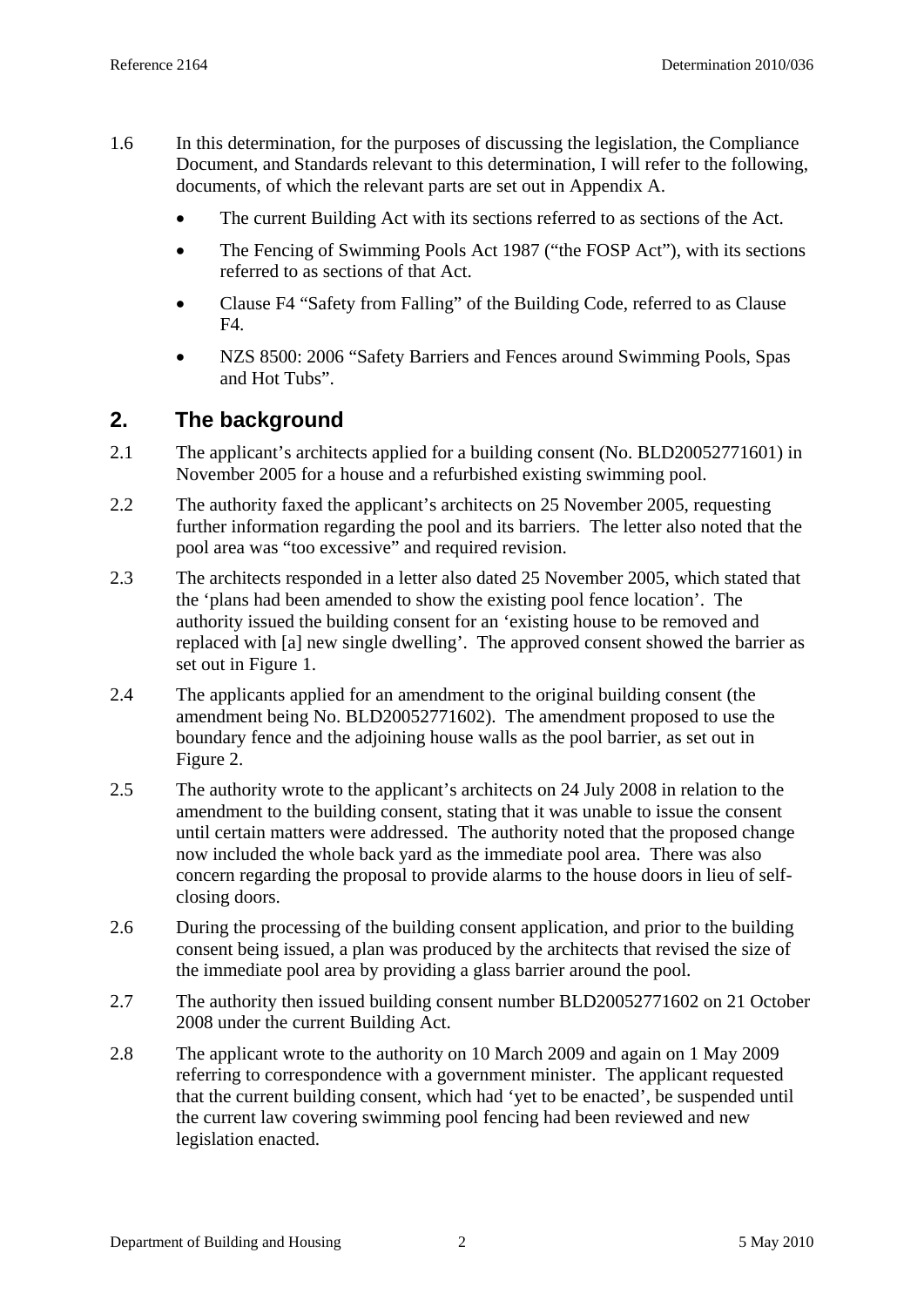1.6 In this determination, for the purposes of discussing the legislation, the Compliance Document, and Standards relevant to this determination, I will refer to the following, documents, of which the relevant parts are set out in Appendix A.

- The current Building Act with its sections referred to as sections of the Act.
- The Fencing of Swimming Pools Act 1987 (“the FOSP Act”), with its sections referred to as sections of that Act.
- Clause F4 “Safety from Falling” of the Building Code, referred to as Clause F4.
- NZS 8500: 2006 “Safety Barriers and Fences around Swimming Pools, Spas and Hot Tubs”.

## 2. The background

2.1 The applicant’s architects applied for a building consent (No. BLD20052771601) in November 2005 for a house and a refurbished existing swimming pool.

2.2 The authority faxed the applicant’s architects on 25 November 2005, requesting further information regarding the pool and its barriers. The letter also noted that the pool area was “too excessive” and required revision.

2.3 The architects responded in a letter also dated 25 November 2005, which stated that the ‘plans had been amended to show the existing pool fence location’. The authority issued the building consent for an ‘existing house to be removed and replaced with [a] new single dwelling’. The approved consent showed the barrier as set out in Figure 1.

2.4 The applicants applied for an amendment to the original building consent (the amendment being No. BLD20052771602). The amendment proposed to use the boundary fence and the adjoining house walls as the pool barrier, as set out in Figure 2.

2.5 The authority wrote to the applicant’s architects on 24 July 2008 in relation to the amendment to the building consent, stating that it was unable to issue the consent until certain matters were addressed. The authority noted that the proposed change now included the whole back yard as the immediate pool area. There was also concern regarding the proposal to provide alarms to the house doors in lieu of self-closing doors.

2.6 During the processing of the building consent application, and prior to the building consent being issued, a plan was produced by the architects that revised the size of the immediate pool area by providing a glass barrier around the pool.

2.7 The authority then issued building consent number BLD20052771602 on 21 October 2008 under the current Building Act.

2.8 The applicant wrote to the authority on 10 March 2009 and again on 1 May 2009 referring to correspondence with a government minister. The applicant requested that the current building consent, which had ‘yet to be enacted’, be suspended until the current law covering swimming pool fencing had been reviewed and new legislation enacted.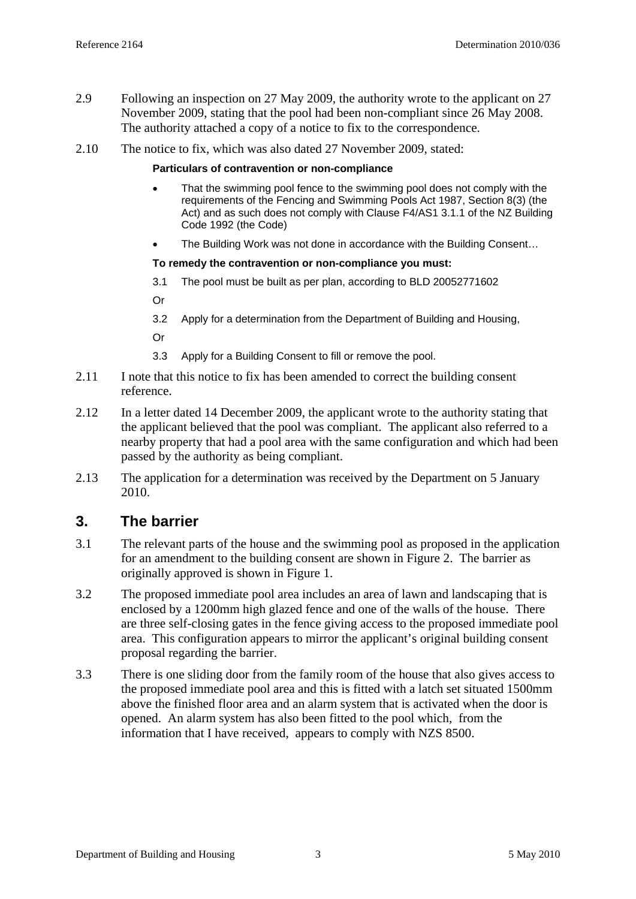2.9 Following an inspection on 27 May 2009, the authority wrote to the applicant on 27 November 2009, stating that the pool had been non-compliant since 26 May 2008. The authority attached a copy of a notice to fix to the correspondence.

2.10 The notice to fix, which was also dated 27 November 2009, stated:

> **Particulars of contravention or non-compliance**
>
> - That the swimming pool fence to the swimming pool does not comply with the requirements of the Fencing and Swimming Pools Act 1987, Section 8(3) (the Act) and as such does not comply with Clause F4/AS1 3.1.1 of the NZ Building Code 1992 (the Code)
> - The Building Work was not done in accordance with the Building Consent…
>
> **To remedy the contravention or non-compliance you must:**
>
> 3.1 The pool must be built as per plan, according to BLD 20052771602
>
> Or
>
> 3.2 Apply for a determination from the Department of Building and Housing,
>
> Or
>
> 3.3 Apply for a Building Consent to fill or remove the pool.

2.11 I note that this notice to fix has been amended to correct the building consent reference.

2.12 In a letter dated 14 December 2009, the applicant wrote to the authority stating that the applicant believed that the pool was compliant. The applicant also referred to a nearby property that had a pool area with the same configuration and which had been passed by the authority as being compliant.

2.13 The application for a determination was received by the Department on 5 January 2010.

## 3. The barrier

3.1 The relevant parts of the house and the swimming pool as proposed in the application for an amendment to the building consent are shown in Figure 2. The barrier as originally approved is shown in Figure 1.

3.2 The proposed immediate pool area includes an area of lawn and landscaping that is enclosed by a 1200mm high glazed fence and one of the walls of the house. There are three self-closing gates in the fence giving access to the proposed immediate pool area. This configuration appears to mirror the applicant's original building consent proposal regarding the barrier.

3.3 There is one sliding door from the family room of the house that also gives access to the proposed immediate pool area and this is fitted with a latch set situated 1500mm above the finished floor area and an alarm system that is activated when the door is opened. An alarm system has also been fitted to the pool which, from the information that I have received, appears to comply with NZS 8500.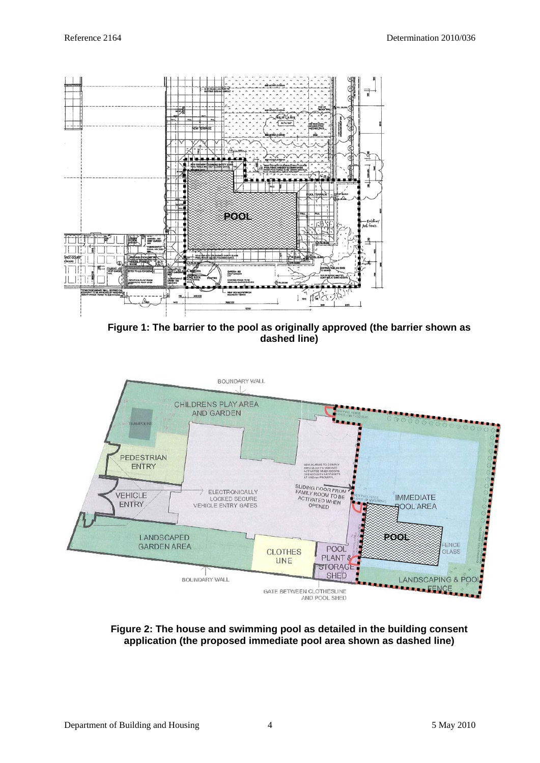**Figure 1: The barrier to the pool as originally approved (the barrier shown as dashed line)**

**Figure 2: The house and swimming pool as detailed in the building consent application (the proposed immediate pool area shown as dashed line)**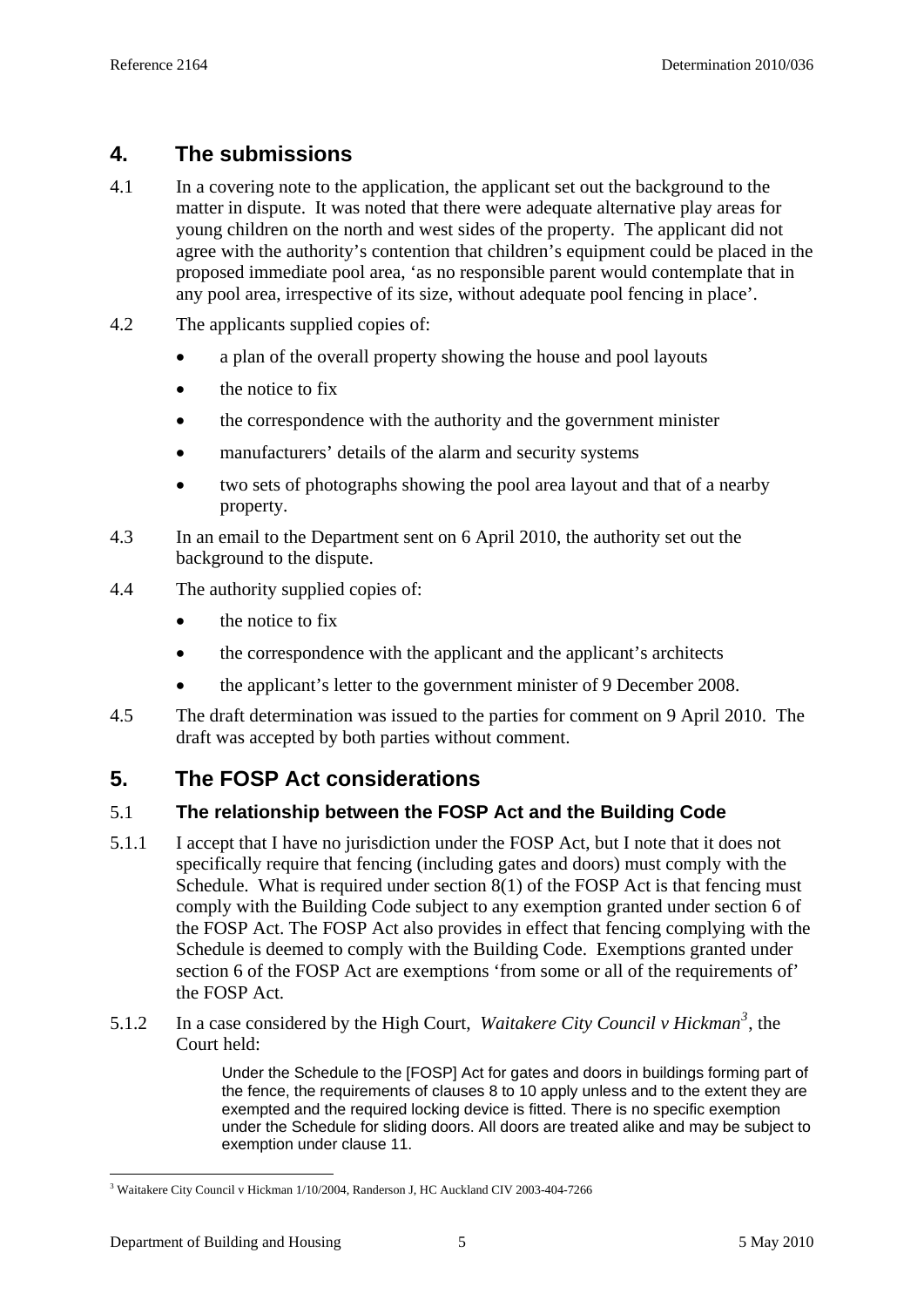## 4. The submissions

4.1 In a covering note to the application, the applicant set out the background to the matter in dispute. It was noted that there were adequate alternative play areas for young children on the north and west sides of the property. The applicant did not agree with the authority's contention that children's equipment could be placed in the proposed immediate pool area, 'as no responsible parent would contemplate that in any pool area, irrespective of its size, without adequate pool fencing in place'.

4.2 The applicants supplied copies of:

- a plan of the overall property showing the house and pool layouts
- the notice to fix
- the correspondence with the authority and the government minister
- manufacturers' details of the alarm and security systems
- two sets of photographs showing the pool area layout and that of a nearby property.

4.3 In an email to the Department sent on 6 April 2010, the authority set out the background to the dispute.

4.4 The authority supplied copies of:

- the notice to fix
- the correspondence with the applicant and the applicant's architects
- the applicant's letter to the government minister of 9 December 2008.

4.5 The draft determination was issued to the parties for comment on 9 April 2010. The draft was accepted by both parties without comment.

## 5. The FOSP Act considerations

### 5.1 The relationship between the FOSP Act and the Building Code

5.1.1 I accept that I have no jurisdiction under the FOSP Act, but I note that it does not specifically require that fencing (including gates and doors) must comply with the Schedule. What is required under section 8(1) of the FOSP Act is that fencing must comply with the Building Code subject to any exemption granted under section 6 of the FOSP Act. The FOSP Act also provides in effect that fencing complying with the Schedule is deemed to comply with the Building Code. Exemptions granted under section 6 of the FOSP Act are exemptions 'from some or all of the requirements of' the FOSP Act.

5.1.2 In a case considered by the High Court, *Waitakere City Council v Hickman*[3], the Court held:

> Under the Schedule to the [FOSP] Act for gates and doors in buildings forming part of the fence, the requirements of clauses 8 to 10 apply unless and to the extent they are exempted and the required locking device is fitted. There is no specific exemption under the Schedule for sliding doors. All doors are treated alike and may be subject to exemption under clause 11.

[3] Waitakere City Council v Hickman 1/10/2004, Randerson J, HC Auckland CIV 2003-404-7266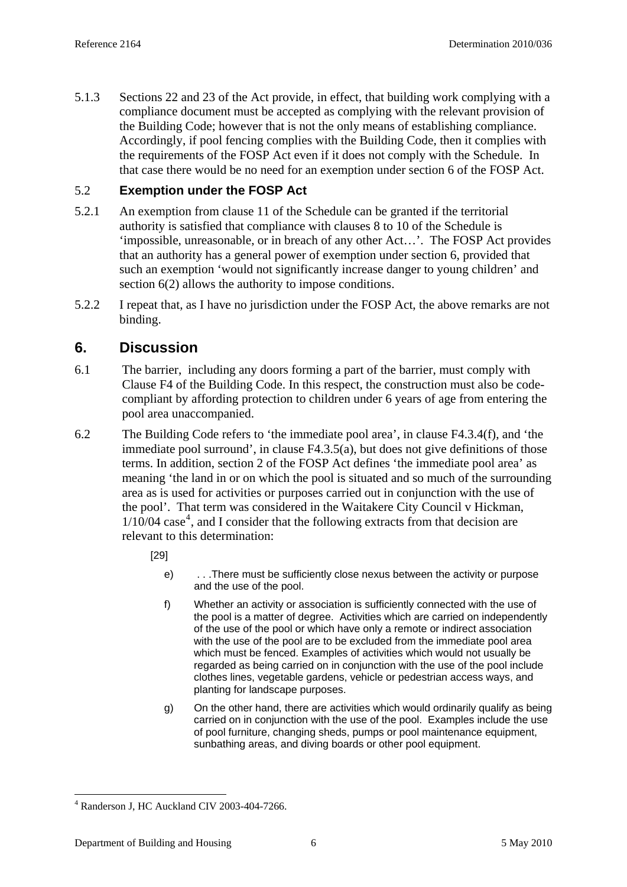5.1.3 Sections 22 and 23 of the Act provide, in effect, that building work complying with a compliance document must be accepted as complying with the relevant provision of the Building Code; however that is not the only means of establishing compliance. Accordingly, if pool fencing complies with the Building Code, then it complies with the requirements of the FOSP Act even if it does not comply with the Schedule. In that case there would be no need for an exemption under section 6 of the FOSP Act.

### 5.2 Exemption under the FOSP Act

5.2.1 An exemption from clause 11 of the Schedule can be granted if the territorial authority is satisfied that compliance with clauses 8 to 10 of the Schedule is 'impossible, unreasonable, or in breach of any other Act…'. The FOSP Act provides that an authority has a general power of exemption under section 6, provided that such an exemption 'would not significantly increase danger to young children' and section 6(2) allows the authority to impose conditions.

5.2.2 I repeat that, as I have no jurisdiction under the FOSP Act, the above remarks are not binding.

## 6. Discussion

6.1 The barrier, including any doors forming a part of the barrier, must comply with Clause F4 of the Building Code. In this respect, the construction must also be code-compliant by affording protection to children under 6 years of age from entering the pool area unaccompanied.

6.2 The Building Code refers to 'the immediate pool area', in clause F4.3.4(f), and 'the immediate pool surround', in clause F4.3.5(a), but does not give definitions of those terms. In addition, section 2 of the FOSP Act defines 'the immediate pool area' as meaning 'the land in or on which the pool is situated and so much of the surrounding area as is used for activities or purposes carried out in conjunction with the use of the pool'. That term was considered in the Waitakere City Council v Hickman, 1/10/04 case[4], and I consider that the following extracts from that decision are relevant to this determination:

> [29]
>
> e) . . .There must be sufficiently close nexus between the activity or purpose and the use of the pool.
>
> f) Whether an activity or association is sufficiently connected with the use of the pool is a matter of degree. Activities which are carried on independently of the use of the pool or which have only a remote or indirect association with the use of the pool are to be excluded from the immediate pool area which must be fenced. Examples of activities which would not usually be regarded as being carried on in conjunction with the use of the pool include clothes lines, vegetable gardens, vehicle or pedestrian access ways, and planting for landscape purposes.
>
> g) On the other hand, there are activities which would ordinarily qualify as being carried on in conjunction with the use of the pool. Examples include the use of pool furniture, changing sheds, pumps or pool maintenance equipment, sunbathing areas, and diving boards or other pool equipment.

---

[4] Randerson J, HC Auckland CIV 2003-404-7266.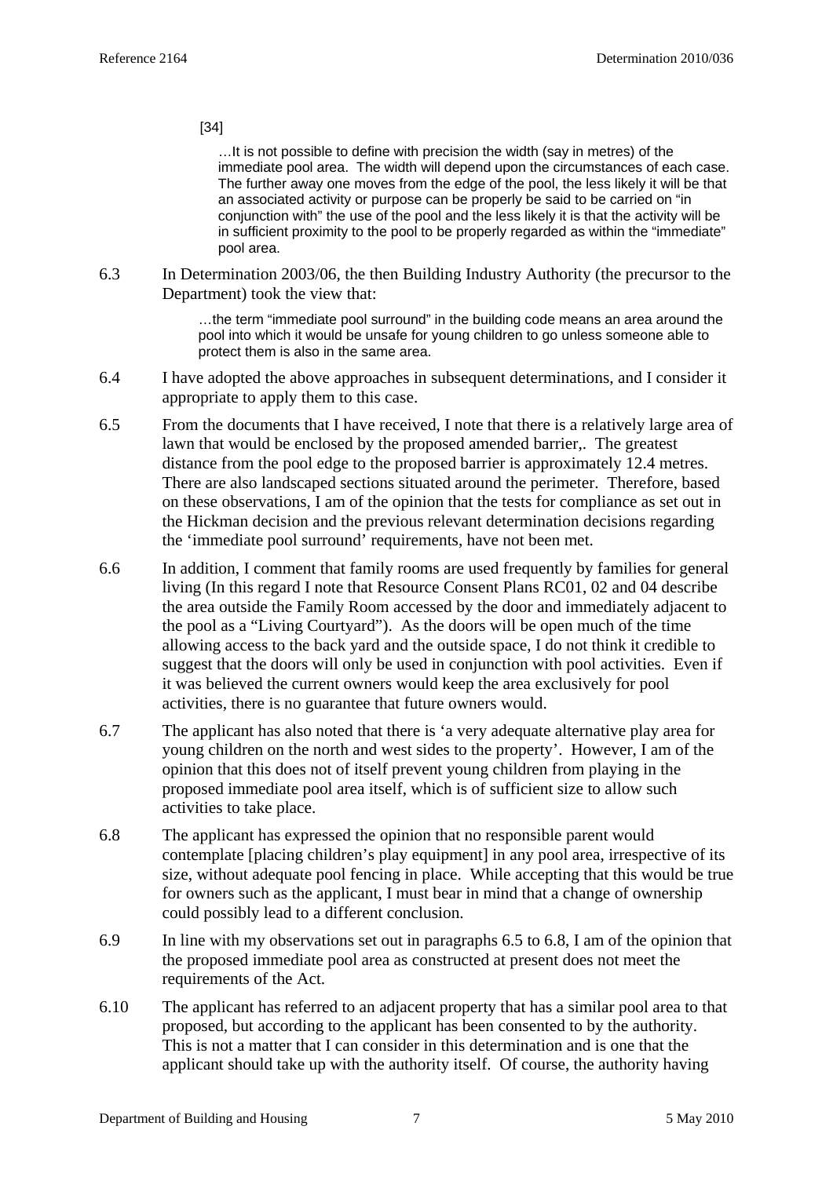[34]

> …It is not possible to define with precision the width (say in metres) of the immediate pool area. The width will depend upon the circumstances of each case. The further away one moves from the edge of the pool, the less likely it will be that an associated activity or purpose can be properly be said to be carried on "in conjunction with" the use of the pool and the less likely it is that the activity will be in sufficient proximity to the pool to be properly regarded as within the "immediate" pool area.

6.3 In Determination 2003/06, the then Building Industry Authority (the precursor to the Department) took the view that:

> …the term "immediate pool surround" in the building code means an area around the pool into which it would be unsafe for young children to go unless someone able to protect them is also in the same area.

6.4 I have adopted the above approaches in subsequent determinations, and I consider it appropriate to apply them to this case.

6.5 From the documents that I have received, I note that there is a relatively large area of lawn that would be enclosed by the proposed amended barrier,. The greatest distance from the pool edge to the proposed barrier is approximately 12.4 metres. There are also landscaped sections situated around the perimeter. Therefore, based on these observations, I am of the opinion that the tests for compliance as set out in the Hickman decision and the previous relevant determination decisions regarding the 'immediate pool surround' requirements, have not been met.

6.6 In addition, I comment that family rooms are used frequently by families for general living (In this regard I note that Resource Consent Plans RC01, 02 and 04 describe the area outside the Family Room accessed by the door and immediately adjacent to the pool as a "Living Courtyard"). As the doors will be open much of the time allowing access to the back yard and the outside space, I do not think it credible to suggest that the doors will only be used in conjunction with pool activities. Even if it was believed the current owners would keep the area exclusively for pool activities, there is no guarantee that future owners would.

6.7 The applicant has also noted that there is 'a very adequate alternative play area for young children on the north and west sides to the property'. However, I am of the opinion that this does not of itself prevent young children from playing in the proposed immediate pool area itself, which is of sufficient size to allow such activities to take place.

6.8 The applicant has expressed the opinion that no responsible parent would contemplate [placing children's play equipment] in any pool area, irrespective of its size, without adequate pool fencing in place. While accepting that this would be true for owners such as the applicant, I must bear in mind that a change of ownership could possibly lead to a different conclusion.

6.9 In line with my observations set out in paragraphs 6.5 to 6.8, I am of the opinion that the proposed immediate pool area as constructed at present does not meet the requirements of the Act.

6.10 The applicant has referred to an adjacent property that has a similar pool area to that proposed, but according to the applicant has been consented to by the authority. This is not a matter that I can consider in this determination and is one that the applicant should take up with the authority itself. Of course, the authority having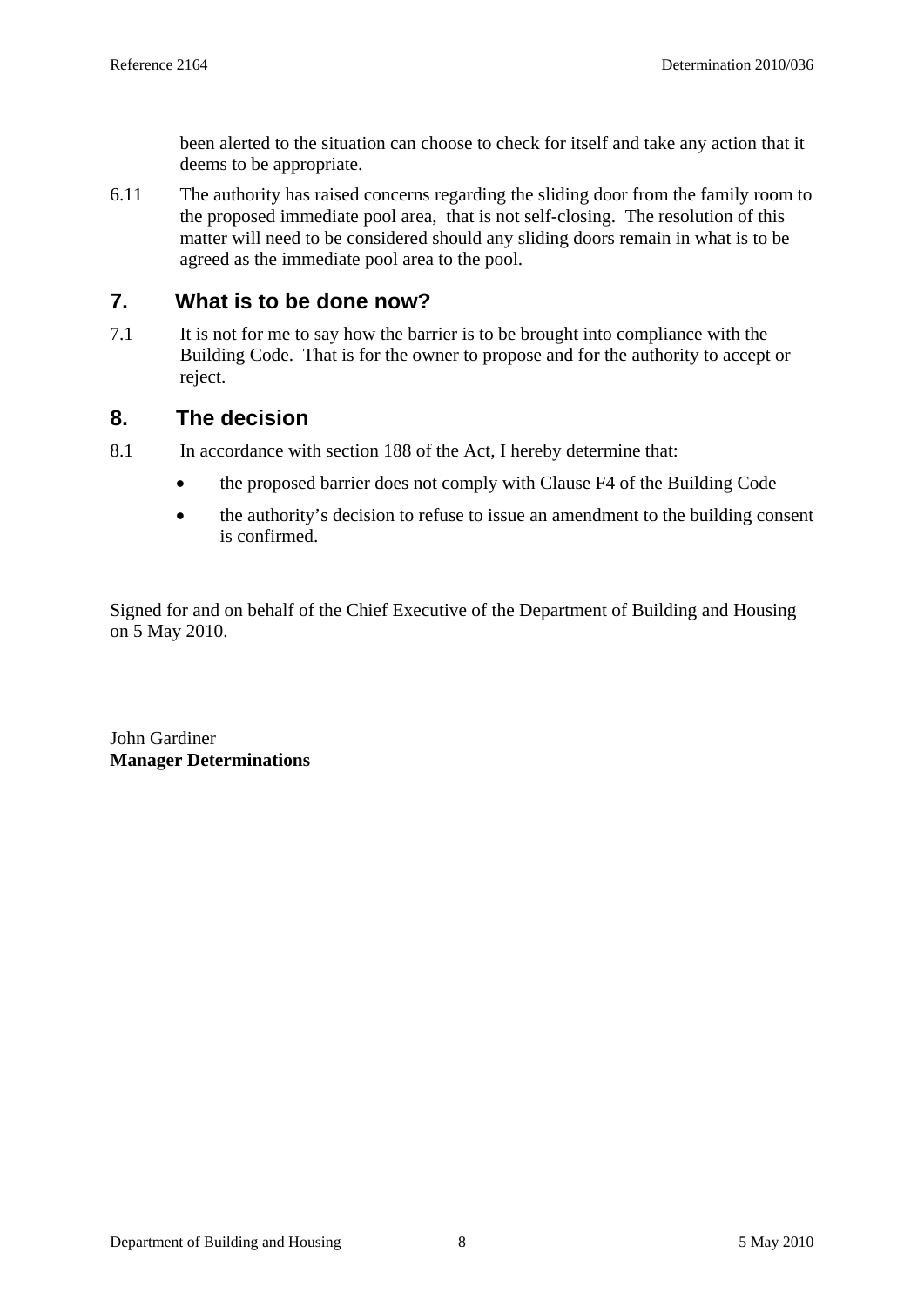been alerted to the situation can choose to check for itself and take any action that it deems to be appropriate.

6.11 The authority has raised concerns regarding the sliding door from the family room to the proposed immediate pool area, that is not self-closing. The resolution of this matter will need to be considered should any sliding doors remain in what is to be agreed as the immediate pool area to the pool.

## 7. What is to be done now?

7.1 It is not for me to say how the barrier is to be brought into compliance with the Building Code. That is for the owner to propose and for the authority to accept or reject.

## 8. The decision

8.1 In accordance with section 188 of the Act, I hereby determine that:

- the proposed barrier does not comply with Clause F4 of the Building Code
- the authority's decision to refuse to issue an amendment to the building consent is confirmed.

Signed for and on behalf of the Chief Executive of the Department of Building and Housing on 5 May 2010.

John Gardiner
**Manager Determinations**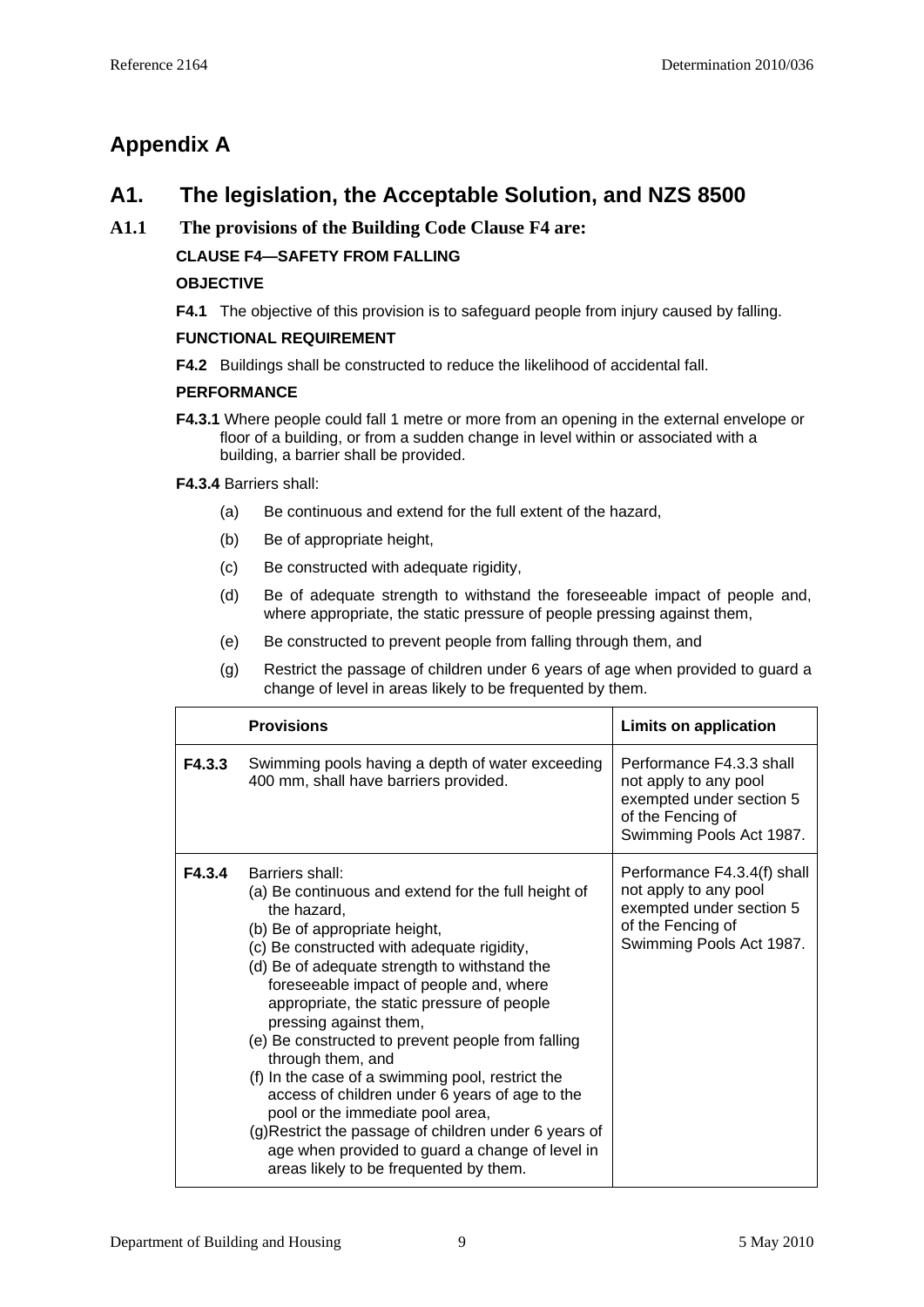# Appendix A

## A1. The legislation, the Acceptable Solution, and NZS 8500

### A1.1 The provisions of the Building Code Clause F4 are:

**CLAUSE F4—SAFETY FROM FALLING**

**OBJECTIVE**

**F4.1** The objective of this provision is to safeguard people from injury caused by falling.

**FUNCTIONAL REQUIREMENT**

**F4.2** Buildings shall be constructed to reduce the likelihood of accidental fall.

**PERFORMANCE**

**F4.3.1** Where people could fall 1 metre or more from an opening in the external envelope or floor of a building, or from a sudden change in level within or associated with a building, a barrier shall be provided.

**F4.3.4** Barriers shall:

(a) Be continuous and extend for the full extent of the hazard,

(b) Be of appropriate height,

(c) Be constructed with adequate rigidity,

(d) Be of adequate strength to withstand the foreseeable impact of people and, where appropriate, the static pressure of people pressing against them,

(e) Be constructed to prevent people from falling through them, and

(g) Restrict the passage of children under 6 years of age when provided to guard a change of level in areas likely to be frequented by them.

| | Provisions | Limits on application |
|---|---|---|
| **F4.3.3** | Swimming pools having a depth of water exceeding 400 mm, shall have barriers provided. | Performance F4.3.3 shall not apply to any pool exempted under section 5 of the Fencing of Swimming Pools Act 1987. |
| **F4.3.4** | Barriers shall:<br>(a) Be continuous and extend for the full height of the hazard,<br>(b) Be of appropriate height,<br>(c) Be constructed with adequate rigidity,<br>(d) Be of adequate strength to withstand the foreseeable impact of people and, where appropriate, the static pressure of people pressing against them,<br>(e) Be constructed to prevent people from falling through them, and<br>(f) In the case of a swimming pool, restrict the access of children under 6 years of age to the pool or the immediate pool area,<br>(g)Restrict the passage of children under 6 years of age when provided to guard a change of level in areas likely to be frequented by them. | Performance F4.3.4(f) shall not apply to any pool exempted under section 5 of the Fencing of Swimming Pools Act 1987. |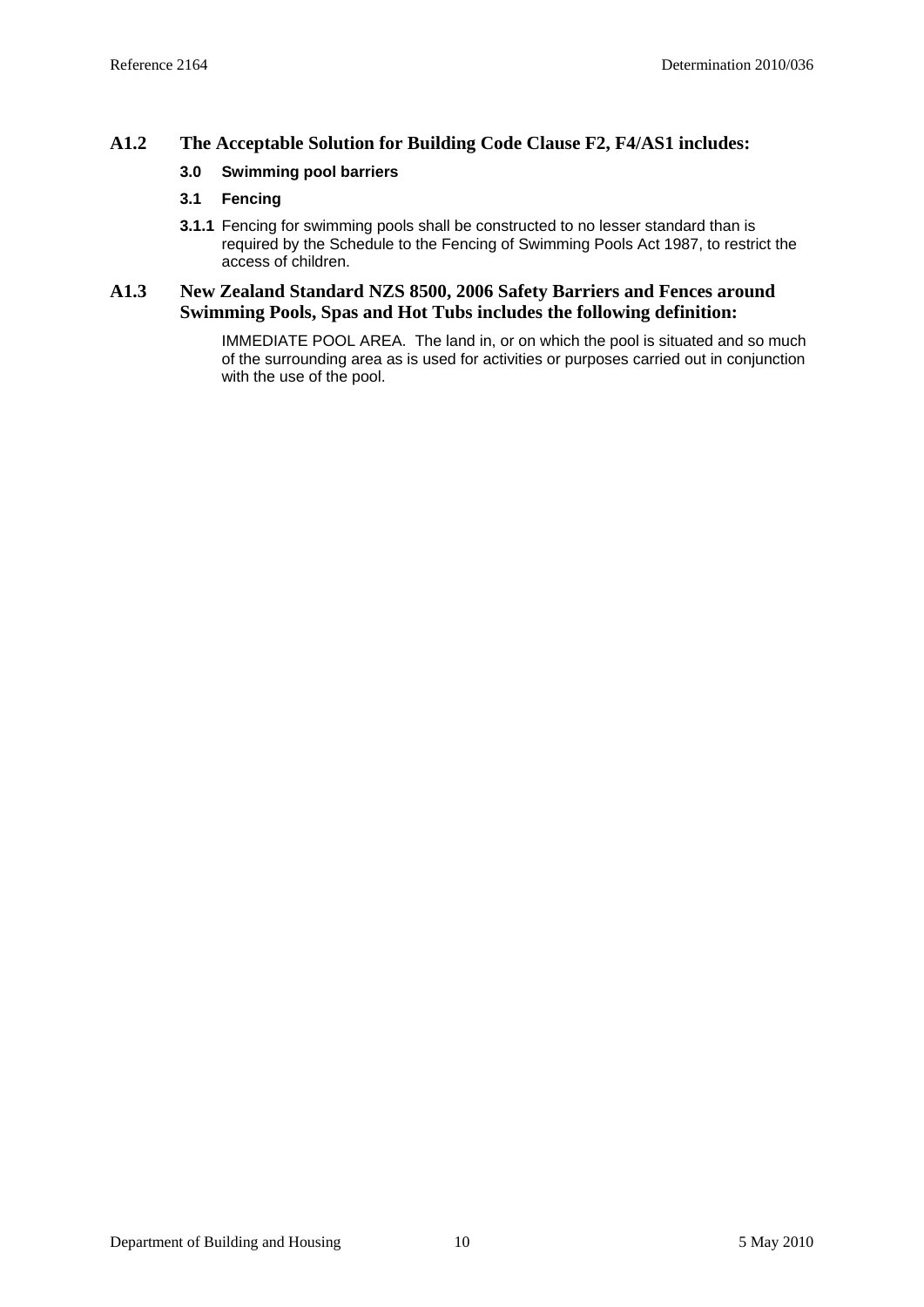## A1.2 The Acceptable Solution for Building Code Clause F2, F4/AS1 includes:

**3.0 Swimming pool barriers**

**3.1 Fencing**

**3.1.1** Fencing for swimming pools shall be constructed to no lesser standard than is required by the Schedule to the Fencing of Swimming Pools Act 1987, to restrict the access of children.

## A1.3 New Zealand Standard NZS 8500, 2006 Safety Barriers and Fences around Swimming Pools, Spas and Hot Tubs includes the following definition:

IMMEDIATE POOL AREA. The land in, or on which the pool is situated and so much of the surrounding area as is used for activities or purposes carried out in conjunction with the use of the pool.